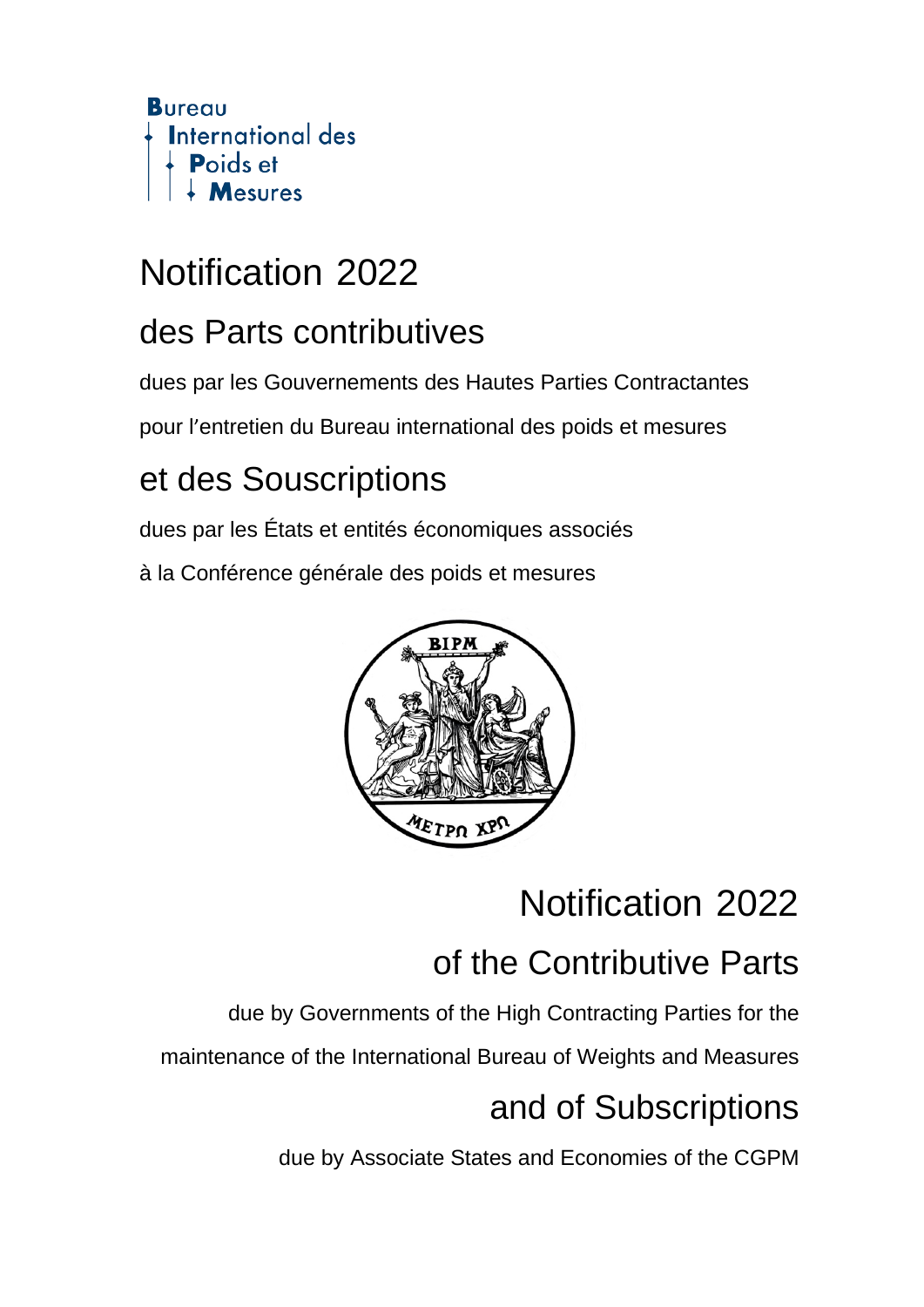Bureau
International des
Poids et
Mesures

# Notification 2022

## des Parts contributives

dues par les Gouvernements des Hautes Parties Contractantes

pour l'entretien du Bureau international des poids et mesures

## et des Souscriptions

dues par les États et entités économiques associés

à la Conférence générale des poids et mesures

# Notification 2022

## of the Contributive Parts

due by Governments of the High Contracting Parties for the

maintenance of the International Bureau of Weights and Measures

## and of Subscriptions

due by Associate States and Economies of the CGPM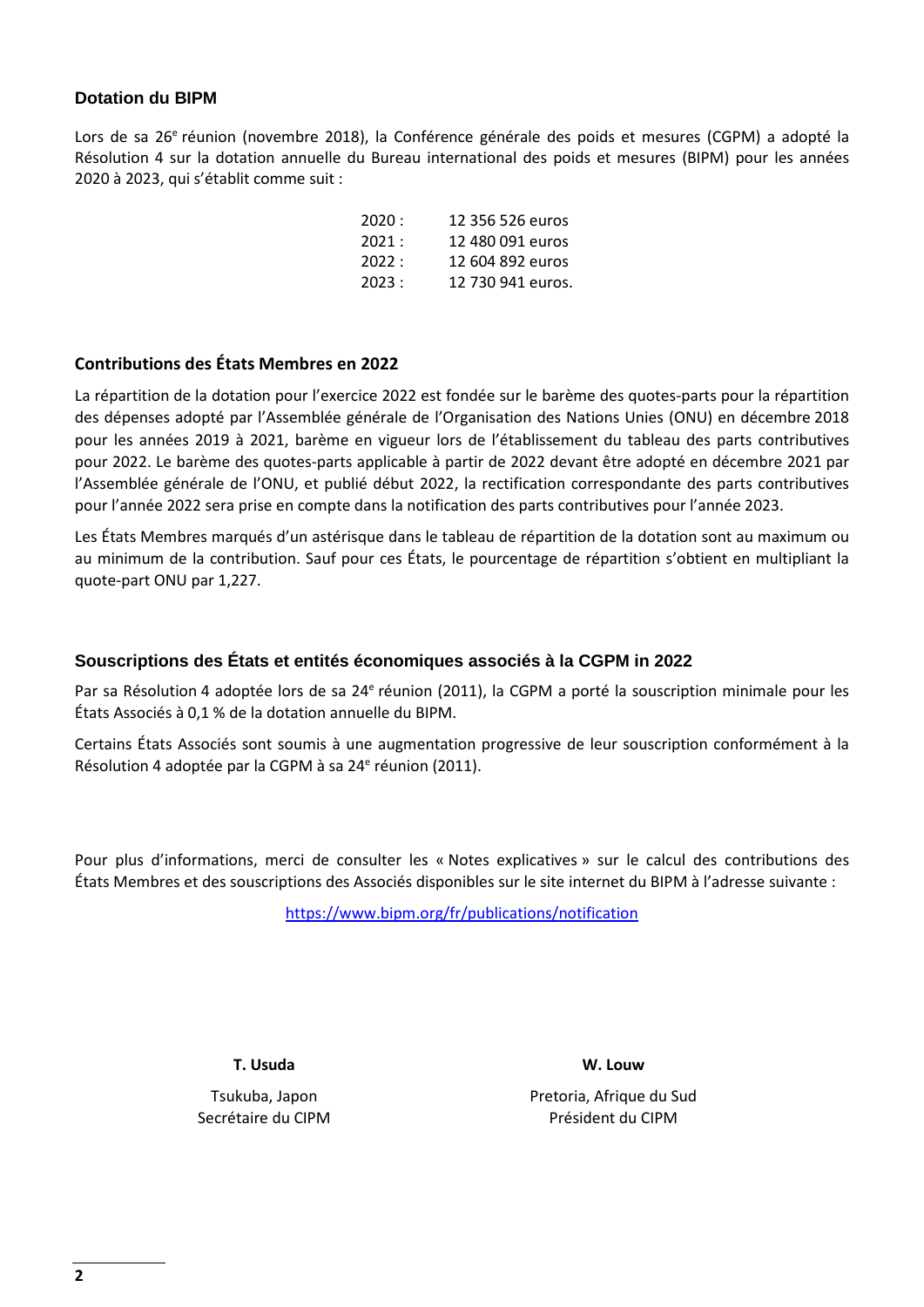## Dotation du BIPM

Lors de sa 26[e] réunion (novembre 2018), la Conférence générale des poids et mesures (CGPM) a adopté la Résolution 4 sur la dotation annuelle du Bureau international des poids et mesures (BIPM) pour les années 2020 à 2023, qui s'établit comme suit :

| | |
|---|---|
| 2020 : | 12 356 526 euros |
| 2021 : | 12 480 091 euros |
| 2022 : | 12 604 892 euros |
| 2023 : | 12 730 941 euros. |

## Contributions des États Membres en 2022

La répartition de la dotation pour l'exercice 2022 est fondée sur le barème des quotes-parts pour la répartition des dépenses adopté par l'Assemblée générale de l'Organisation des Nations Unies (ONU) en décembre 2018 pour les années 2019 à 2021, barème en vigueur lors de l'établissement du tableau des parts contributives pour 2022. Le barème des quotes-parts applicable à partir de 2022 devant être adopté en décembre 2021 par l'Assemblée générale de l'ONU, et publié début 2022, la rectification correspondante des parts contributives pour l'année 2022 sera prise en compte dans la notification des parts contributives pour l'année 2023.

Les États Membres marqués d'un astérisque dans le tableau de répartition de la dotation sont au maximum ou au minimum de la contribution. Sauf pour ces États, le pourcentage de répartition s'obtient en multipliant la quote-part ONU par 1,227.

## Souscriptions des États et entités économiques associés à la CGPM in 2022

Par sa Résolution 4 adoptée lors de sa 24[e] réunion (2011), la CGPM a porté la souscription minimale pour les États Associés à 0,1 % de la dotation annuelle du BIPM.

Certains États Associés sont soumis à une augmentation progressive de leur souscription conformément à la Résolution 4 adoptée par la CGPM à sa 24[e] réunion (2011).

Pour plus d'informations, merci de consulter les « Notes explicatives » sur le calcul des contributions des États Membres et des souscriptions des Associés disponibles sur le site internet du BIPM à l'adresse suivante :

https://www.bipm.org/fr/publications/notification

**T. Usuda**

Tsukuba, Japon
Secrétaire du CIPM

**W. Louw**

Pretoria, Afrique du Sud
Président du CIPM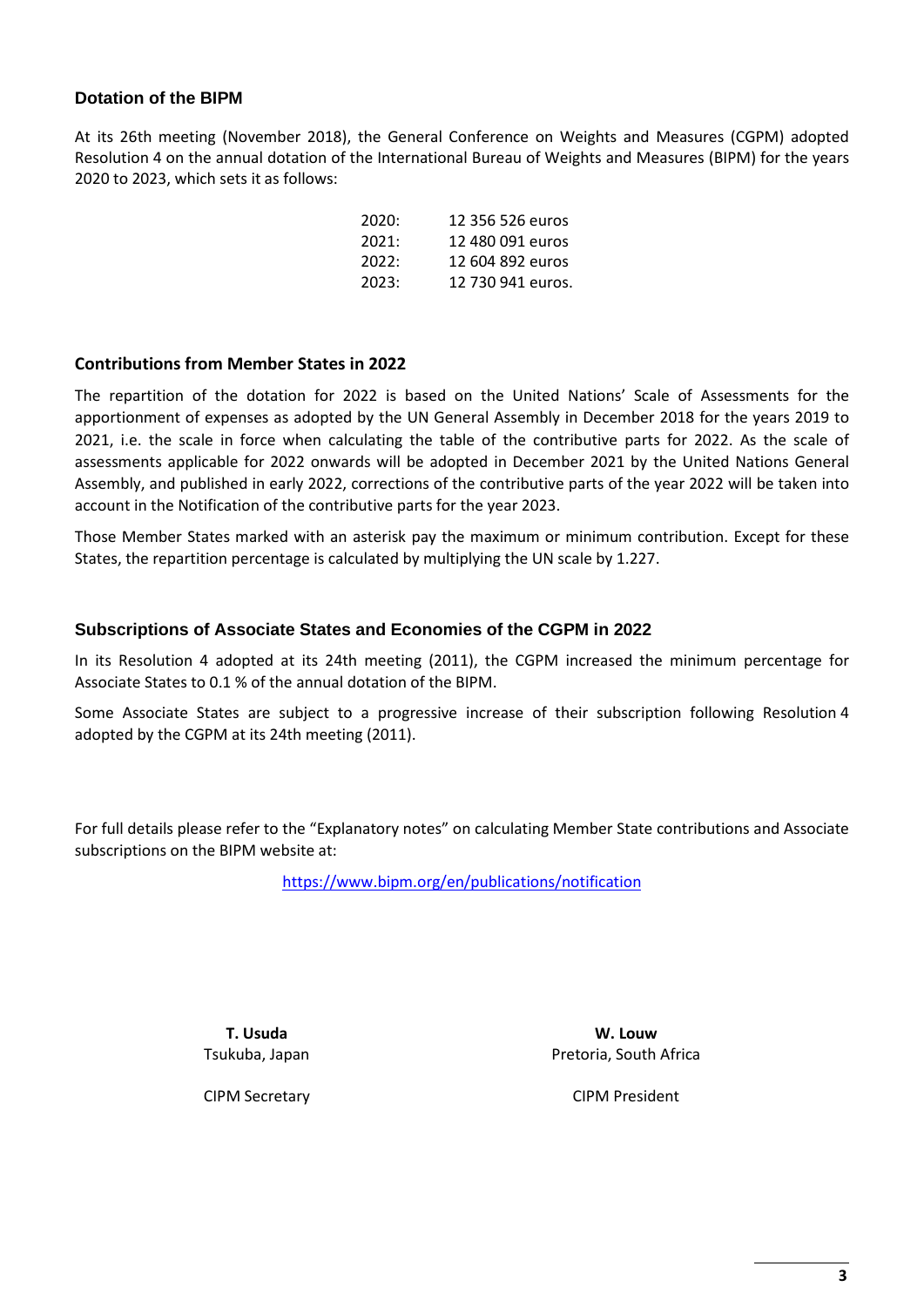## Dotation of the BIPM

At its 26th meeting (November 2018), the General Conference on Weights and Measures (CGPM) adopted Resolution 4 on the annual dotation of the International Bureau of Weights and Measures (BIPM) for the years 2020 to 2023, which sets it as follows:

| | |
|---|---|
| 2020: | 12 356 526 euros |
| 2021: | 12 480 091 euros |
| 2022: | 12 604 892 euros |
| 2023: | 12 730 941 euros. |

## Contributions from Member States in 2022

The repartition of the dotation for 2022 is based on the United Nations' Scale of Assessments for the apportionment of expenses as adopted by the UN General Assembly in December 2018 for the years 2019 to 2021, i.e. the scale in force when calculating the table of the contributive parts for 2022. As the scale of assessments applicable for 2022 onwards will be adopted in December 2021 by the United Nations General Assembly, and published in early 2022, corrections of the contributive parts of the year 2022 will be taken into account in the Notification of the contributive parts for the year 2023.

Those Member States marked with an asterisk pay the maximum or minimum contribution. Except for these States, the repartition percentage is calculated by multiplying the UN scale by 1.227.

## Subscriptions of Associate States and Economies of the CGPM in 2022

In its Resolution 4 adopted at its 24th meeting (2011), the CGPM increased the minimum percentage for Associate States to 0.1 % of the annual dotation of the BIPM.

Some Associate States are subject to a progressive increase of their subscription following Resolution 4 adopted by the CGPM at its 24th meeting (2011).

For full details please refer to the "Explanatory notes" on calculating Member State contributions and Associate subscriptions on the BIPM website at:

https://www.bipm.org/en/publications/notification

**T. Usuda**
Tsukuba, Japan

CIPM Secretary

**W. Louw**
Pretoria, South Africa

CIPM President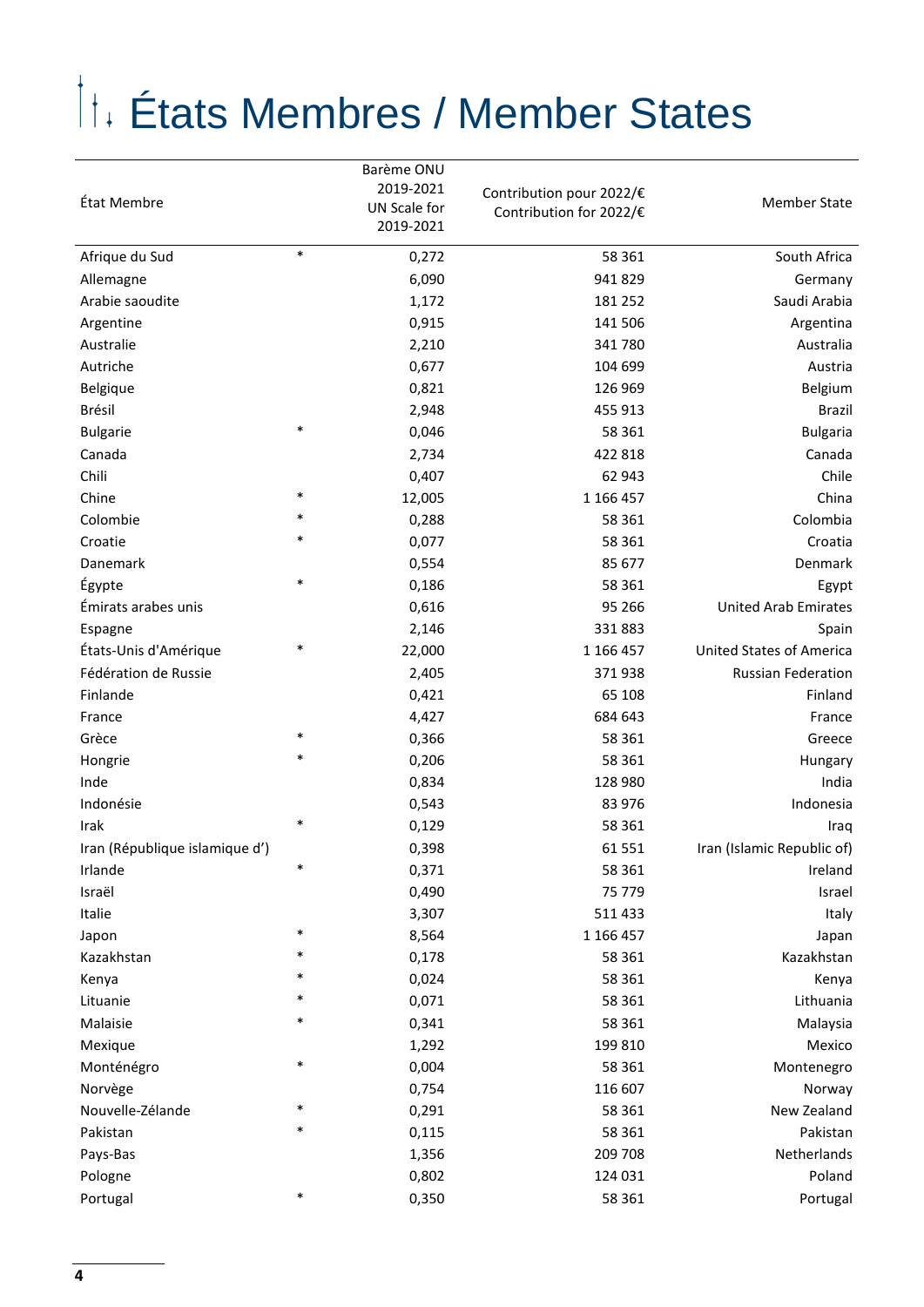# États Membres / Member States

| État Membre | | Barème ONU 2019-2021 UN Scale for 2019-2021 | Contribution pour 2022/€ Contribution for 2022/€ | Member State |
|---|---|---|---|---|
| Afrique du Sud | * | 0,272 | 58 361 | South Africa |
| Allemagne | | 6,090 | 941 829 | Germany |
| Arabie saoudite | | 1,172 | 181 252 | Saudi Arabia |
| Argentine | | 0,915 | 141 506 | Argentina |
| Australie | | 2,210 | 341 780 | Australia |
| Autriche | | 0,677 | 104 699 | Austria |
| Belgique | | 0,821 | 126 969 | Belgium |
| Brésil | | 2,948 | 455 913 | Brazil |
| Bulgarie | * | 0,046 | 58 361 | Bulgaria |
| Canada | | 2,734 | 422 818 | Canada |
| Chili | | 0,407 | 62 943 | Chile |
| Chine | * | 12,005 | 1 166 457 | China |
| Colombie | * | 0,288 | 58 361 | Colombia |
| Croatie | * | 0,077 | 58 361 | Croatia |
| Danemark | | 0,554 | 85 677 | Denmark |
| Égypte | * | 0,186 | 58 361 | Egypt |
| Émirats arabes unis | | 0,616 | 95 266 | United Arab Emirates |
| Espagne | | 2,146 | 331 883 | Spain |
| États-Unis d'Amérique | * | 22,000 | 1 166 457 | United States of America |
| Fédération de Russie | | 2,405 | 371 938 | Russian Federation |
| Finlande | | 0,421 | 65 108 | Finland |
| France | | 4,427 | 684 643 | France |
| Grèce | * | 0,366 | 58 361 | Greece |
| Hongrie | * | 0,206 | 58 361 | Hungary |
| Inde | | 0,834 | 128 980 | India |
| Indonésie | | 0,543 | 83 976 | Indonesia |
| Irak | * | 0,129 | 58 361 | Iraq |
| Iran (République islamique d') | | 0,398 | 61 551 | Iran (Islamic Republic of) |
| Irlande | * | 0,371 | 58 361 | Ireland |
| Israël | | 0,490 | 75 779 | Israel |
| Italie | | 3,307 | 511 433 | Italy |
| Japon | * | 8,564 | 1 166 457 | Japan |
| Kazakhstan | * | 0,178 | 58 361 | Kazakhstan |
| Kenya | * | 0,024 | 58 361 | Kenya |
| Lituanie | * | 0,071 | 58 361 | Lithuania |
| Malaisie | * | 0,341 | 58 361 | Malaysia |
| Mexique | | 1,292 | 199 810 | Mexico |
| Monténégro | * | 0,004 | 58 361 | Montenegro |
| Norvège | | 0,754 | 116 607 | Norway |
| Nouvelle-Zélande | * | 0,291 | 58 361 | New Zealand |
| Pakistan | * | 0,115 | 58 361 | Pakistan |
| Pays-Bas | | 1,356 | 209 708 | Netherlands |
| Pologne | | 0,802 | 124 031 | Poland |
| Portugal | * | 0,350 | 58 361 | Portugal |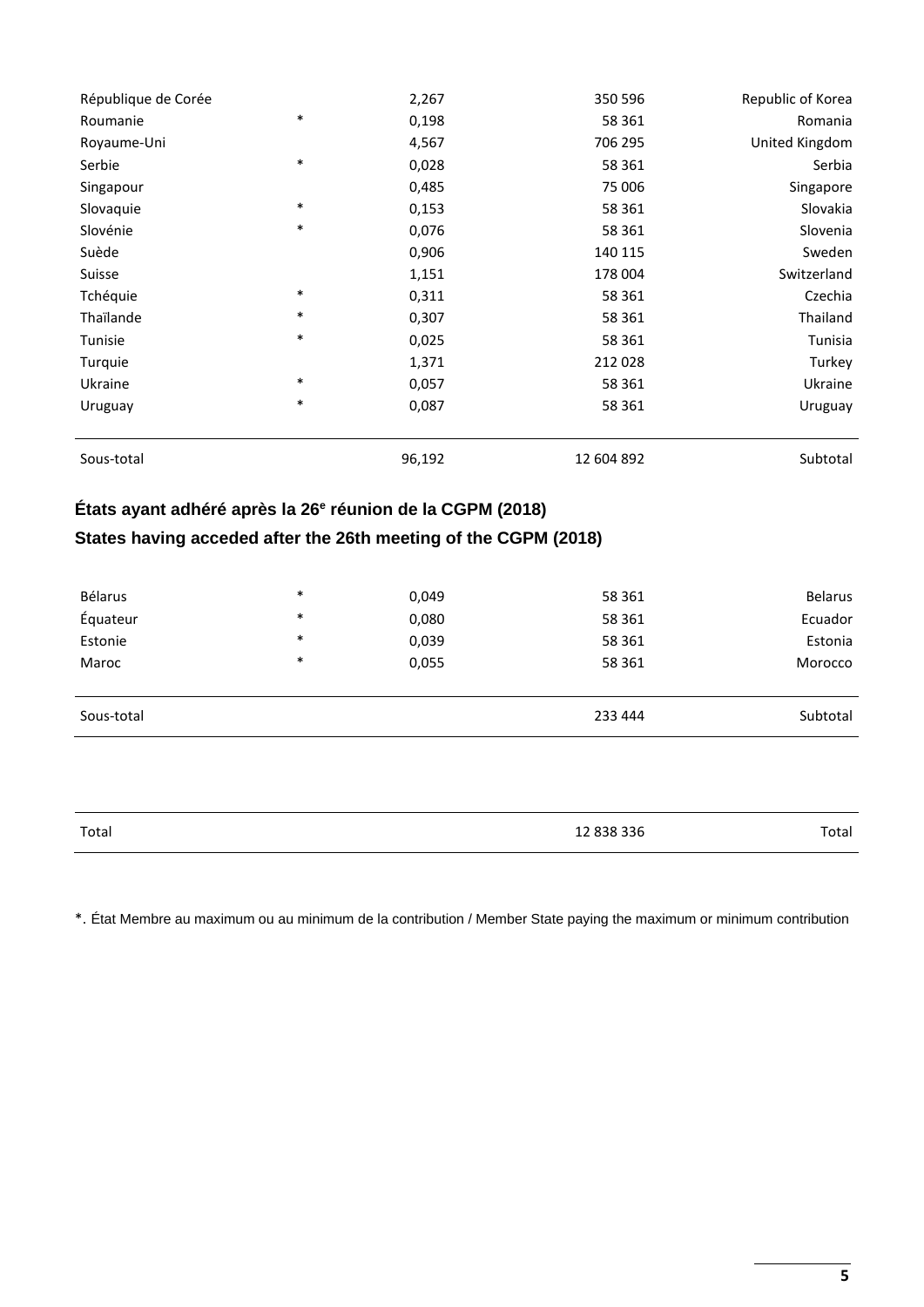| | | | | |
|---|---|---|---|---|
| République de Corée | | 2,267 | 350 596 | Republic of Korea |
| Roumanie | * | 0,198 | 58 361 | Romania |
| Royaume-Uni | | 4,567 | 706 295 | United Kingdom |
| Serbie | * | 0,028 | 58 361 | Serbia |
| Singapour | | 0,485 | 75 006 | Singapore |
| Slovaquie | * | 0,153 | 58 361 | Slovakia |
| Slovénie | * | 0,076 | 58 361 | Slovenia |
| Suède | | 0,906 | 140 115 | Sweden |
| Suisse | | 1,151 | 178 004 | Switzerland |
| Tchéquie | * | 0,311 | 58 361 | Czechia |
| Thaïlande | * | 0,307 | 58 361 | Thailand |
| Tunisie | * | 0,025 | 58 361 | Tunisia |
| Turquie | | 1,371 | 212 028 | Turkey |
| Ukraine | * | 0,057 | 58 361 | Ukraine |
| Uruguay | * | 0,087 | 58 361 | Uruguay |
| Sous-total | | 96,192 | 12 604 892 | Subtotal |

### États ayant adhéré après la 26e réunion de la CGPM (2018)
### States having acceded after the 26th meeting of the CGPM (2018)

| | | | | |
|---|---|---|---|---|
| Bélarus | * | 0,049 | 58 361 | Belarus |
| Équateur | * | 0,080 | 58 361 | Ecuador |
| Estonie | * | 0,039 | 58 361 | Estonia |
| Maroc | * | 0,055 | 58 361 | Morocco |
| Sous-total | | | 233 444 | Subtotal |

| | | | | |
|---|---|---|---|---|
| Total | | | 12 838 336 | Total |

*. État Membre au maximum ou au minimum de la contribution / Member State paying the maximum or minimum contribution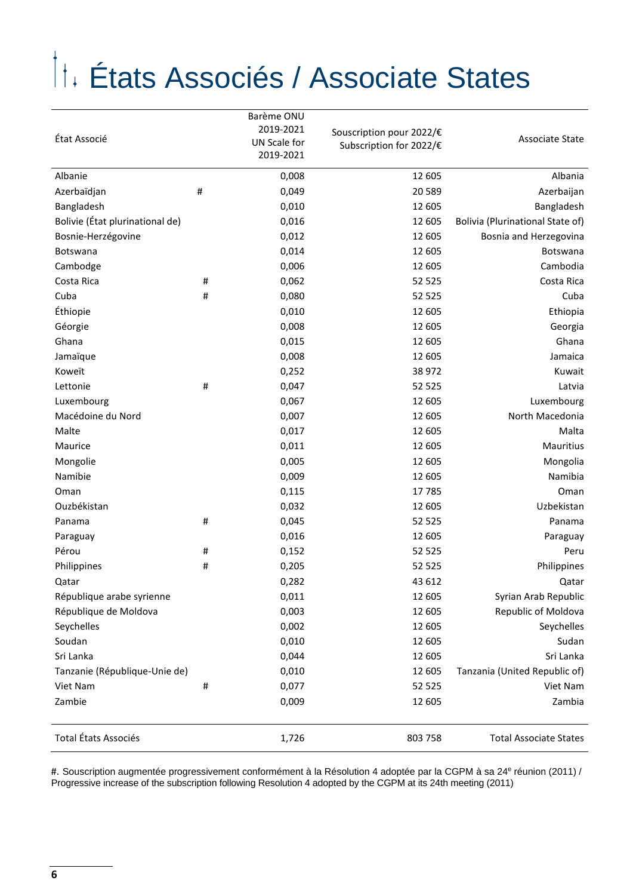# États Associés / Associate States

| État Associé | | Barème ONU 2019-2021 UN Scale for 2019-2021 | Souscription pour 2022/€ Subscription for 2022/€ | Associate State |
|---|---|---|---|---|
| Albanie | | 0,008 | 12 605 | Albania |
| Azerbaïdjan | # | 0,049 | 20 589 | Azerbaijan |
| Bangladesh | | 0,010 | 12 605 | Bangladesh |
| Bolivie (État plurinational de) | | 0,016 | 12 605 | Bolivia (Plurinational State of) |
| Bosnie-Herzégovine | | 0,012 | 12 605 | Bosnia and Herzegovina |
| Botswana | | 0,014 | 12 605 | Botswana |
| Cambodge | | 0,006 | 12 605 | Cambodia |
| Costa Rica | # | 0,062 | 52 525 | Costa Rica |
| Cuba | # | 0,080 | 52 525 | Cuba |
| Éthiopie | | 0,010 | 12 605 | Ethiopia |
| Géorgie | | 0,008 | 12 605 | Georgia |
| Ghana | | 0,015 | 12 605 | Ghana |
| Jamaïque | | 0,008 | 12 605 | Jamaica |
| Koweït | | 0,252 | 38 972 | Kuwait |
| Lettonie | # | 0,047 | 52 525 | Latvia |
| Luxembourg | | 0,067 | 12 605 | Luxembourg |
| Macédoine du Nord | | 0,007 | 12 605 | North Macedonia |
| Malte | | 0,017 | 12 605 | Malta |
| Maurice | | 0,011 | 12 605 | Mauritius |
| Mongolie | | 0,005 | 12 605 | Mongolia |
| Namibie | | 0,009 | 12 605 | Namibia |
| Oman | | 0,115 | 17 785 | Oman |
| Ouzbékistan | | 0,032 | 12 605 | Uzbekistan |
| Panama | # | 0,045 | 52 525 | Panama |
| Paraguay | | 0,016 | 12 605 | Paraguay |
| Pérou | # | 0,152 | 52 525 | Peru |
| Philippines | # | 0,205 | 52 525 | Philippines |
| Qatar | | 0,282 | 43 612 | Qatar |
| République arabe syrienne | | 0,011 | 12 605 | Syrian Arab Republic |
| République de Moldova | | 0,003 | 12 605 | Republic of Moldova |
| Seychelles | | 0,002 | 12 605 | Seychelles |
| Soudan | | 0,010 | 12 605 | Sudan |
| Sri Lanka | | 0,044 | 12 605 | Sri Lanka |
| Tanzanie (République-Unie de) | | 0,010 | 12 605 | Tanzania (United Republic of) |
| Viet Nam | # | 0,077 | 52 525 | Viet Nam |
| Zambie | | 0,009 | 12 605 | Zambia |
| Total États Associés | | 1,726 | 803 758 | Total Associate States |

#. Souscription augmentée progressivement conformément à la Résolution 4 adoptée par la CGPM à sa 24e réunion (2011) / Progressive increase of the subscription following Resolution 4 adopted by the CGPM at its 24th meeting (2011)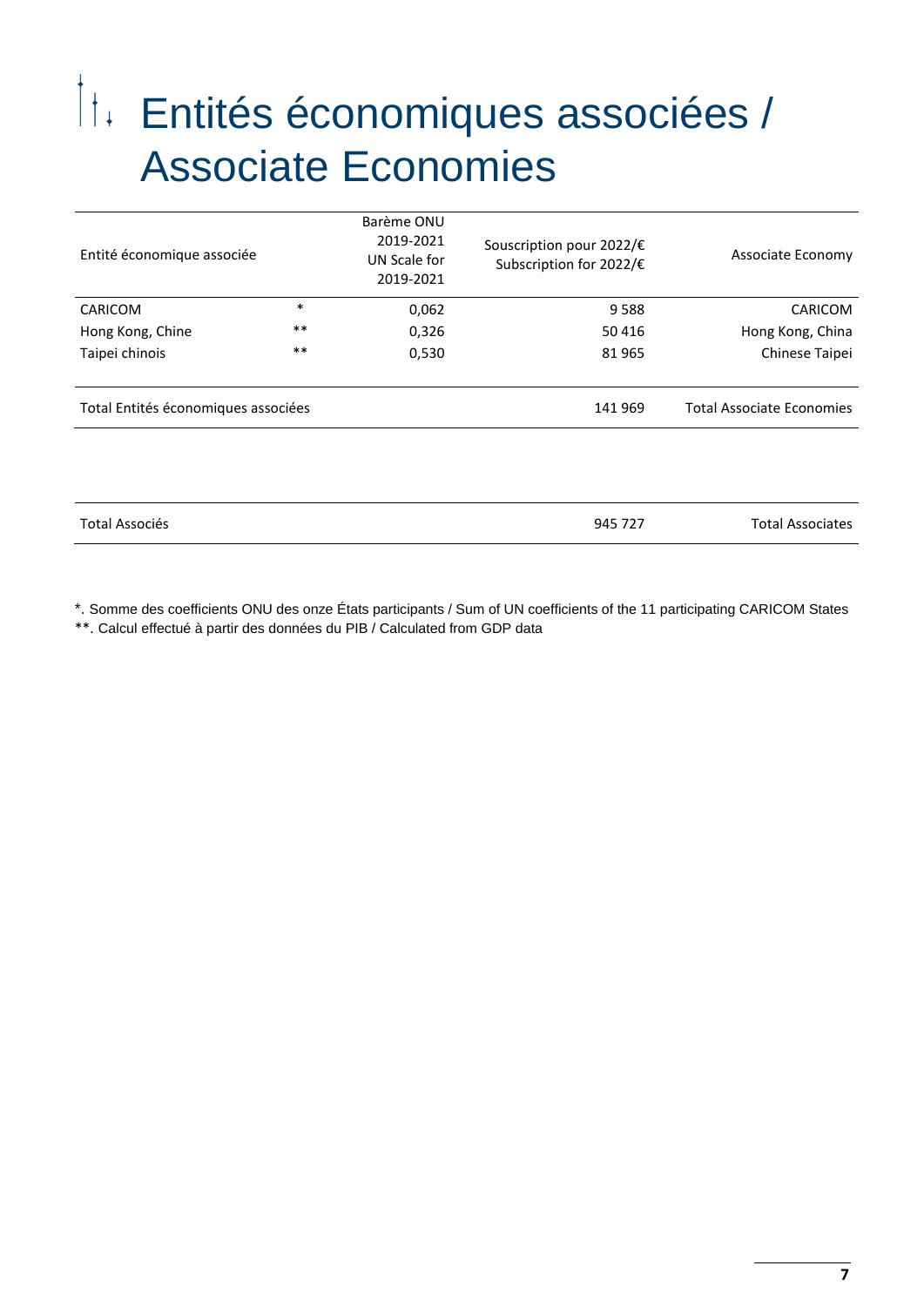# Entités économiques associées / Associate Economies

| Entité économique associée | | Barème ONU 2019-2021 UN Scale for 2019-2021 | Souscription pour 2022/€ Subscription for 2022/€ | Associate Economy |
|---|---|---|---|---|
| CARICOM | * | 0,062 | 9 588 | CARICOM |
| Hong Kong, Chine | ** | 0,326 | 50 416 | Hong Kong, China |
| Taipei chinois | ** | 0,530 | 81 965 | Chinese Taipei |
| Total Entités économiques associées | | | 141 969 | Total Associate Economies |

| | | | | |
|---|---|---|---|---|
| Total Associés | | | 945 727 | Total Associates |

*. Somme des coefficients ONU des onze États participants / Sum of UN coefficients of the 11 participating CARICOM States

**. Calcul effectué à partir des données du PIB / Calculated from GDP data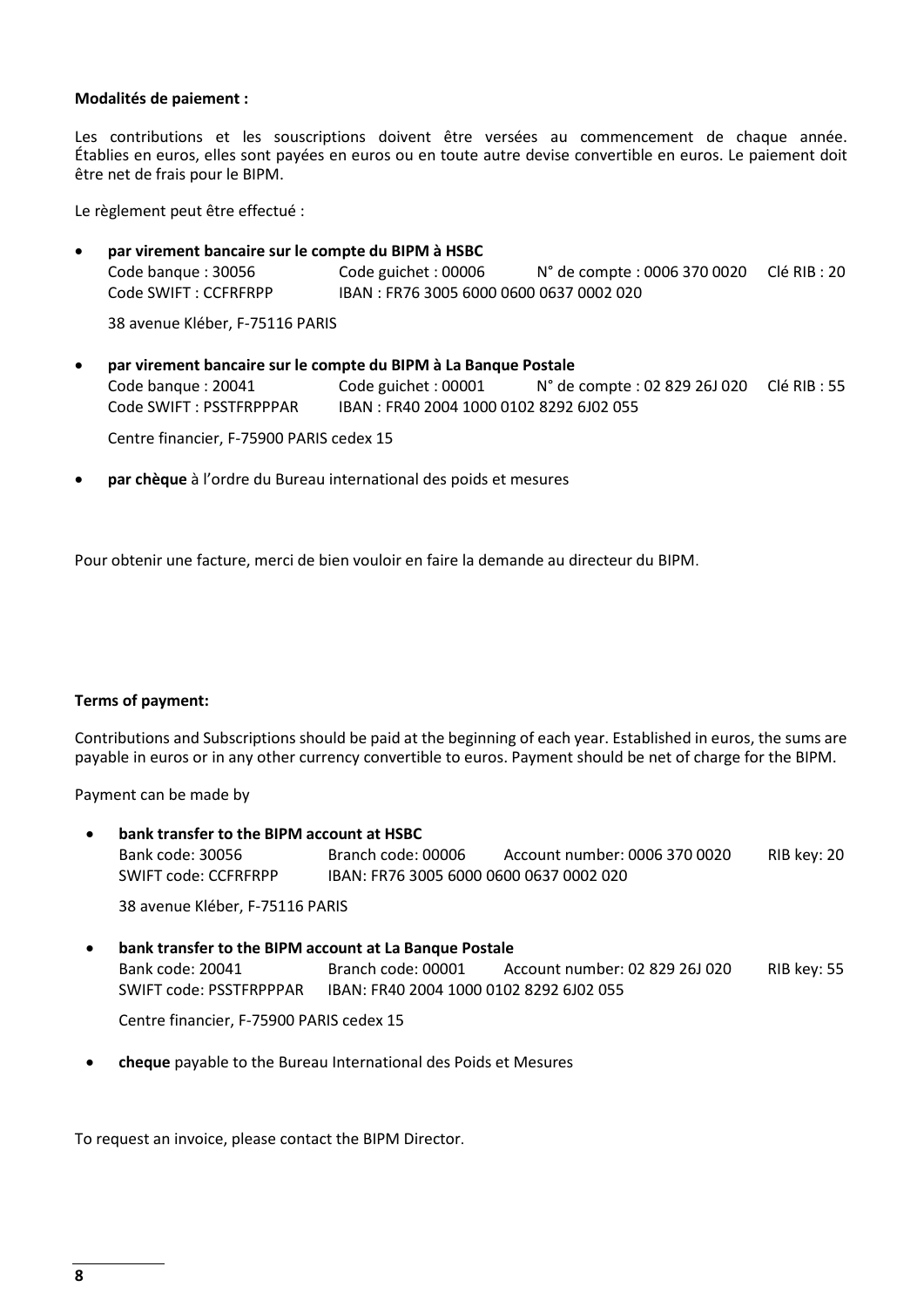**Modalités de paiement :**

Les contributions et les souscriptions doivent être versées au commencement de chaque année. Établies en euros, elles sont payées en euros ou en toute autre devise convertible en euros. Le paiement doit être net de frais pour le BIPM.

Le règlement peut être effectué :

- **par virement bancaire sur le compte du BIPM à HSBC**
  Code banque : 30056 Code guichet : 00006 N° de compte : 0006 370 0020 Clé RIB : 20
  Code SWIFT : CCFRFRPP IBAN : FR76 3005 6000 0600 0637 0002 020

  38 avenue Kléber, F-75116 PARIS

- **par virement bancaire sur le compte du BIPM à La Banque Postale**
  Code banque : 20041 Code guichet : 00001 N° de compte : 02 829 26J 020 Clé RIB : 55
  Code SWIFT : PSSTFRPPPAR IBAN : FR40 2004 1000 0102 8292 6J02 055

  Centre financier, F-75900 PARIS cedex 15

- **par chèque** à l'ordre du Bureau international des poids et mesures

Pour obtenir une facture, merci de bien vouloir en faire la demande au directeur du BIPM.

**Terms of payment:**

Contributions and Subscriptions should be paid at the beginning of each year. Established in euros, the sums are payable in euros or in any other currency convertible to euros. Payment should be net of charge for the BIPM.

Payment can be made by

- **bank transfer to the BIPM account at HSBC**
  Bank code: 30056 Branch code: 00006 Account number: 0006 370 0020 RIB key: 20
  SWIFT code: CCFRFRPP IBAN: FR76 3005 6000 0600 0637 0002 020

  38 avenue Kléber, F-75116 PARIS

- **bank transfer to the BIPM account at La Banque Postale**
  Bank code: 20041 Branch code: 00001 Account number: 02 829 26J 020 RIB key: 55
  SWIFT code: PSSTFRPPPAR IBAN: FR40 2004 1000 0102 8292 6J02 055

  Centre financier, F-75900 PARIS cedex 15

- **cheque** payable to the Bureau International des Poids et Mesures

To request an invoice, please contact the BIPM Director.